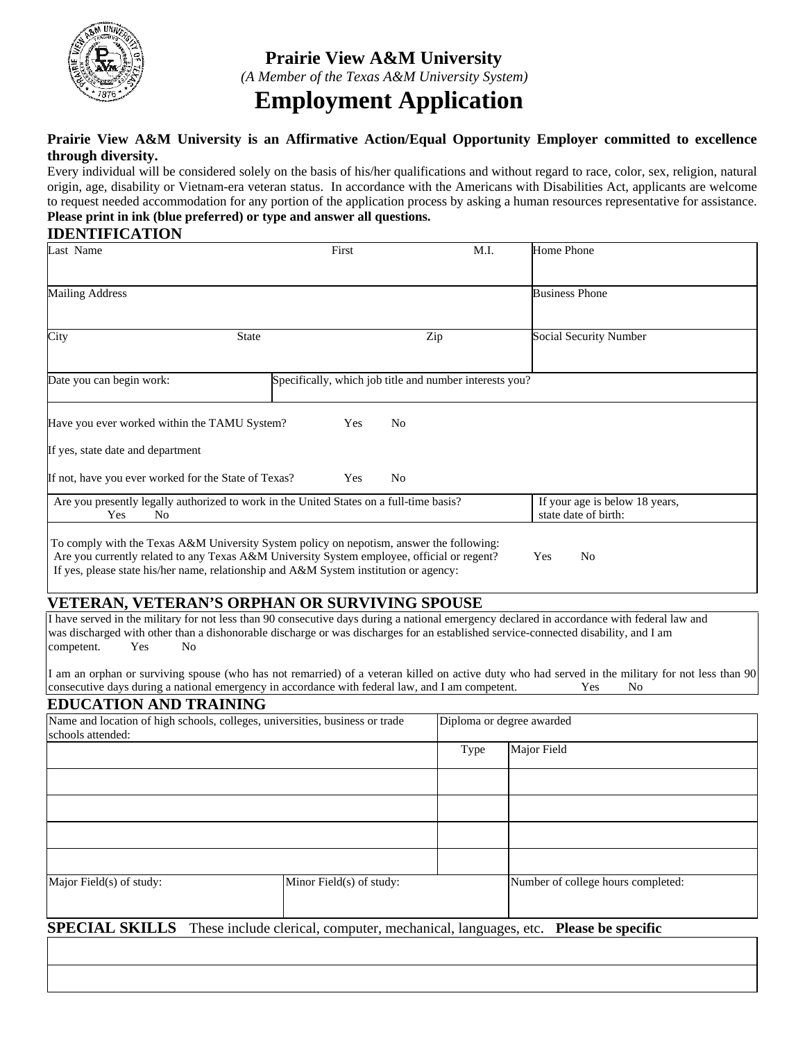# Prairie View A&M University

*(A Member of the Texas A&M University System)*

# Employment Application

**Prairie View A&M University is an Affirmative Action/Equal Opportunity Employer committed to excellence through diversity.**

Every individual will be considered solely on the basis of his/her qualifications and without regard to race, color, sex, religion, natural origin, age, disability or Vietnam-era veteran status. In accordance with the Americans with Disabilities Act, applicants are welcome to request needed accommodation for any portion of the application process by asking a human resources representative for assistance.

**Please print in ink (blue preferred) or type and answer all questions.**

## IDENTIFICATION

| Last Name | First | M.I. | Home Phone |
|---|---|---|---|
| Mailing Address | | | Business Phone |
| City | State | Zip | Social Security Number |

| Date you can begin work: | Specifically, which job title and number interests you? |
|---|---|

Have you ever worked within the TAMU System? Yes No

If yes, state date and department

If not, have you ever worked for the State of Texas? Yes No

| Are you presently legally authorized to work in the United States on a full-time basis? Yes No | If your age is below 18 years, state date of birth: |
|---|---|

To comply with the Texas A&M University System policy on nepotism, answer the following:
Are you currently related to any Texas A&M University System employee, official or regent? Yes No
If yes, please state his/her name, relationship and A&M System institution or agency:

## VETERAN, VETERAN'S ORPHAN OR SURVIVING SPOUSE

I have served in the military for not less than 90 consecutive days during a national emergency declared in accordance with federal law and was discharged with other than a dishonorable discharge or was discharges for an established service-connected disability, and I am competent. Yes No

I am an orphan or surviving spouse (who has not remarried) of a veteran killed on active duty who had served in the military for not less than 90 consecutive days during a national emergency in accordance with federal law, and I am competent. Yes No

## EDUCATION AND TRAINING

| Name and location of high schools, colleges, universities, business or trade schools attended: | Diploma or degree awarded | |
|---|---|---|
| | Type | Major Field |
| | | |
| | | |
| | | |
| | | |

| Major Field(s) of study: | Minor Field(s) of study: | Number of college hours completed: |
|---|---|---|

## SPECIAL SKILLS These include clerical, computer, mechanical, languages, etc. **Please be specific**

| |
|---|
| |
| |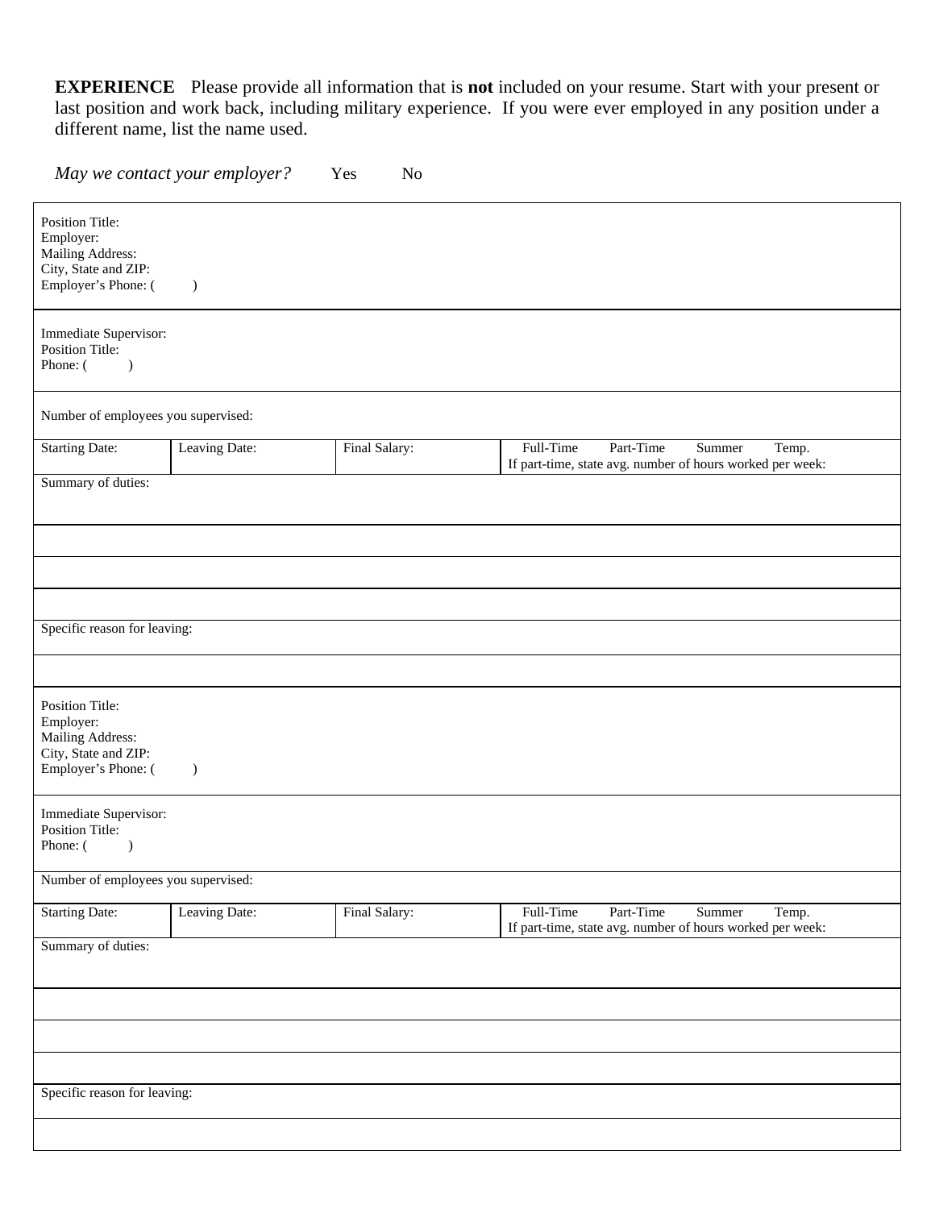**EXPERIENCE** Please provide all information that is **not** included on your resume. Start with your present or last position and work back, including military experience. If you were ever employed in any position under a different name, list the name used.

*May we contact your employer?* Yes No

| | | | |
|---|---|---|---|
| Position Title:<br>Employer:<br>Mailing Address:<br>City, State and ZIP:<br>Employer's Phone: ( ) | | | |
| Immediate Supervisor:<br>Position Title:<br>Phone: ( ) | | | |
| Number of employees you supervised: | | | |
| Starting Date: | Leaving Date: | Final Salary: | Full-Time Part-Time Summer Temp.<br>If part-time, state avg. number of hours worked per week: |
| Summary of duties: | | | |
| | | | |
| | | | |
| | | | |
| Specific reason for leaving: | | | |
| | | | |
| Position Title:<br>Employer:<br>Mailing Address:<br>City, State and ZIP:<br>Employer's Phone: ( ) | | | |
| Immediate Supervisor:<br>Position Title:<br>Phone: ( ) | | | |
| Number of employees you supervised: | | | |
| Starting Date: | Leaving Date: | Final Salary: | Full-Time Part-Time Summer Temp.<br>If part-time, state avg. number of hours worked per week: |
| Summary of duties: | | | |
| | | | |
| | | | |
| | | | |
| Specific reason for leaving: | | | |
| | | | |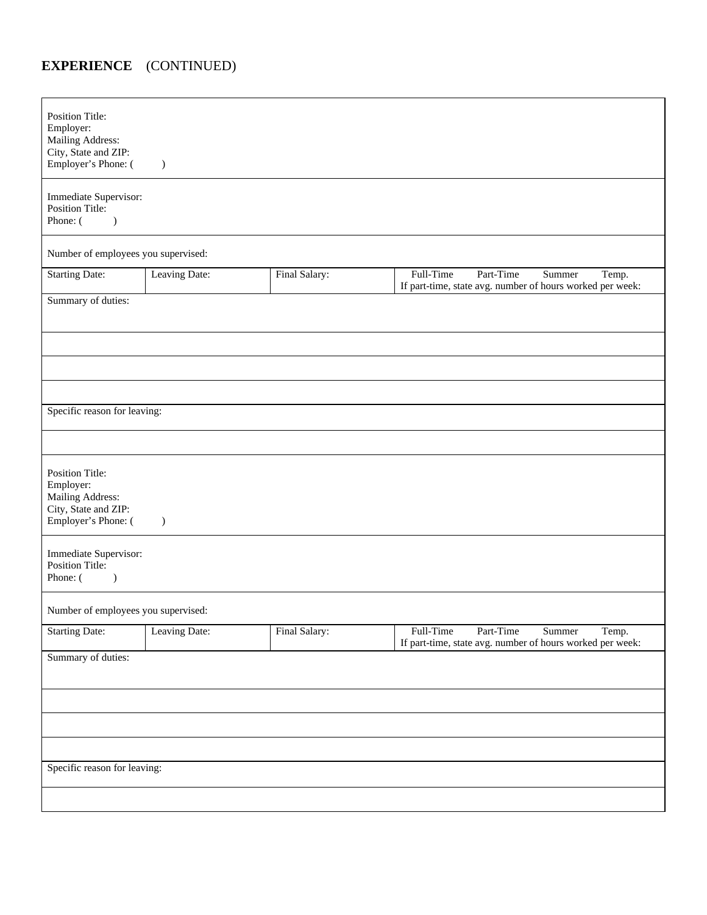# EXPERIENCE (CONTINUED)

| | | | |
|---|---|---|---|
| Position Title:<br>Employer:<br>Mailing Address:<br>City, State and ZIP:<br>Employer's Phone: (     ) | | | |
| Immediate Supervisor:<br>Position Title:<br>Phone: (     ) | | | |
| Number of employees you supervised: | | | |
| Starting Date: | Leaving Date: | Final Salary: | Full-Time  Part-Time  Summer  Temp.<br>If part-time, state avg. number of hours worked per week: |
| Summary of duties: | | | |
| | | | |
| | | | |
| | | | |
| Specific reason for leaving: | | | |
| | | | |
| Position Title:<br>Employer:<br>Mailing Address:<br>City, State and ZIP:<br>Employer's Phone: (     ) | | | |
| Immediate Supervisor:<br>Position Title:<br>Phone: (     ) | | | |
| Number of employees you supervised: | | | |
| Starting Date: | Leaving Date: | Final Salary: | Full-Time  Part-Time  Summer  Temp.<br>If part-time, state avg. number of hours worked per week: |
| Summary of duties: | | | |
| | | | |
| | | | |
| | | | |
| Specific reason for leaving: | | | |
| | | | |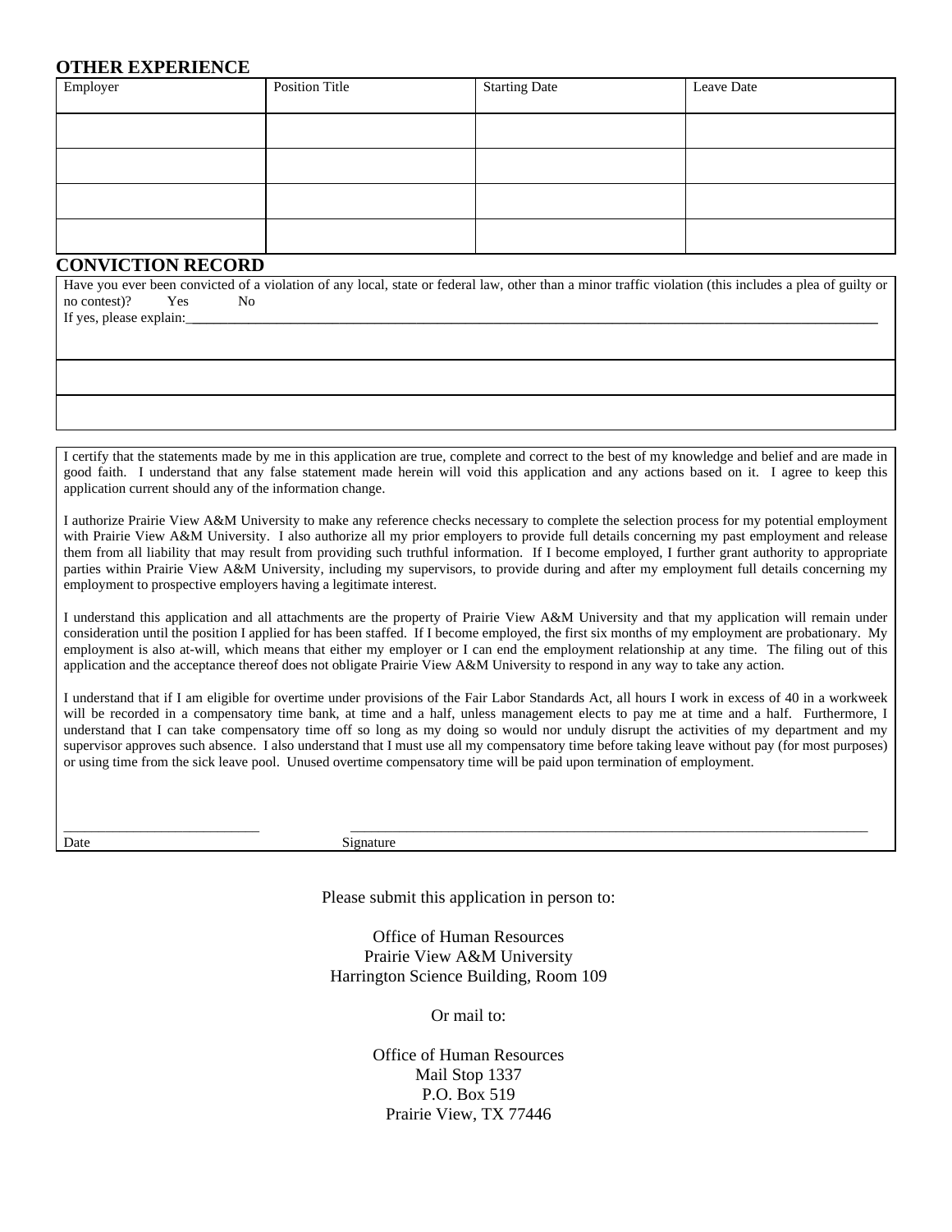## OTHER EXPERIENCE

| Employer | Position Title | Starting Date | Leave Date |
|---|---|---|---|
| | | | |
| | | | |
| | | | |
| | | | |

## CONVICTION RECORD

Have you ever been convicted of a violation of any local, state or federal law, other than a minor traffic violation (this includes a plea of guilty or no contest)? Yes No

If yes, please explain:\_\_\_\_\_\_\_\_\_\_\_\_\_\_\_\_\_\_\_\_\_\_\_\_\_\_\_\_\_\_\_\_\_\_\_\_\_\_\_\_\_\_\_\_\_\_\_\_\_\_\_\_\_\_\_\_\_\_\_\_\_\_\_\_\_\_\_\_\_\_\_\_\_\_\_\_\_\_\_\_\_\_\_\_\_\_\_\_\_\_\_\_\_\_

I certify that the statements made by me in this application are true, complete and correct to the best of my knowledge and belief and are made in good faith. I understand that any false statement made herein will void this application and any actions based on it. I agree to keep this application current should any of the information change.

I authorize Prairie View A&M University to make any reference checks necessary to complete the selection process for my potential employment with Prairie View A&M University. I also authorize all my prior employers to provide full details concerning my past employment and release them from all liability that may result from providing such truthful information. If I become employed, I further grant authority to appropriate parties within Prairie View A&M University, including my supervisors, to provide during and after my employment full details concerning my employment to prospective employers having a legitimate interest.

I understand this application and all attachments are the property of Prairie View A&M University and that my application will remain under consideration until the position I applied for has been staffed. If I become employed, the first six months of my employment are probationary. My employment is also at-will, which means that either my employer or I can end the employment relationship at any time. The filing out of this application and the acceptance thereof does not obligate Prairie View A&M University to respond in any way to take any action.

I understand that if I am eligible for overtime under provisions of the Fair Labor Standards Act, all hours I work in excess of 40 in a workweek will be recorded in a compensatory time bank, at time and a half, unless management elects to pay me at time and a half. Furthermore, I understand that I can take compensatory time off so long as my doing so would nor unduly disrupt the activities of my department and my supervisor approves such absence. I also understand that I must use all my compensatory time before taking leave without pay (for most purposes) or using time from the sick leave pool. Unused overtime compensatory time will be paid upon termination of employment.

\_\_\_\_\_\_\_\_\_\_\_\_\_\_\_\_\_\_\_\_\_\_\_\_\_\_\_ \_\_\_\_\_\_\_\_\_\_\_\_\_\_\_\_\_\_\_\_\_\_\_\_\_\_\_\_\_\_\_\_\_\_\_\_\_\_\_\_\_\_\_\_\_\_\_\_\_\_\_\_\_\_\_\_\_\_\_\_\_\_\_\_\_\_\_\_\_\_\_

Date Signature

Please submit this application in person to:

Office of Human Resources
Prairie View A&M University
Harrington Science Building, Room 109

Or mail to:

Office of Human Resources
Mail Stop 1337
P.O. Box 519
Prairie View, TX 77446